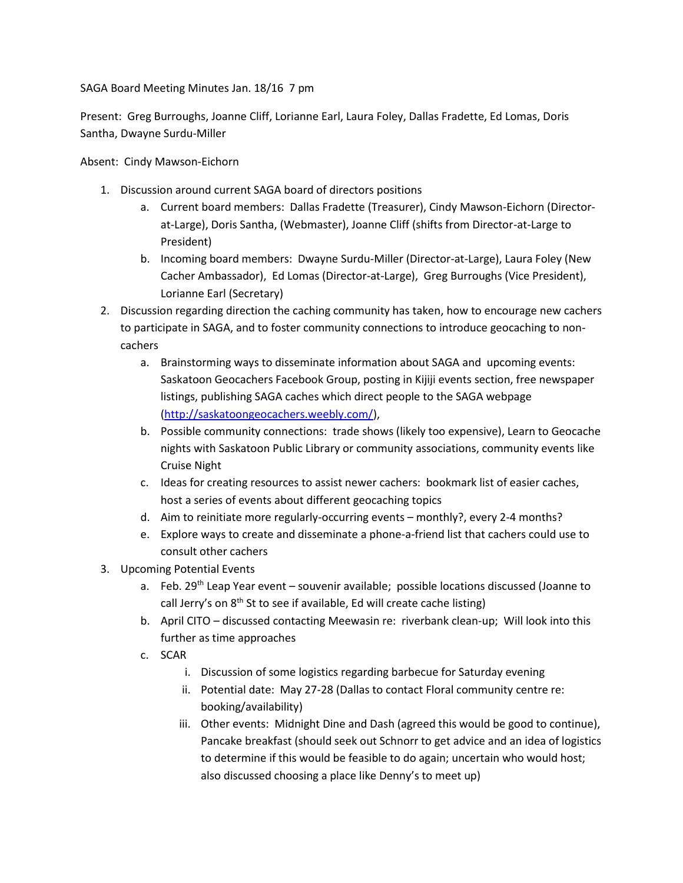SAGA Board Meeting Minutes Jan. 18/16 7 pm

Present: Greg Burroughs, Joanne Cliff, Lorianne Earl, Laura Foley, Dallas Fradette, Ed Lomas, Doris Santha, Dwayne Surdu-Miller

Absent: Cindy Mawson-Eichorn

1. Discussion around current SAGA board of directors positions
   a. Current board members: Dallas Fradette (Treasurer), Cindy Mawson-Eichorn (Director-at-Large), Doris Santha, (Webmaster), Joanne Cliff (shifts from Director-at-Large to President)
   b. Incoming board members: Dwayne Surdu-Miller (Director-at-Large), Laura Foley (New Cacher Ambassador), Ed Lomas (Director-at-Large), Greg Burroughs (Vice President), Lorianne Earl (Secretary)
2. Discussion regarding direction the caching community has taken, how to encourage new cachers to participate in SAGA, and to foster community connections to introduce geocaching to non-cachers
   a. Brainstorming ways to disseminate information about SAGA and upcoming events: Saskatoon Geocachers Facebook Group, posting in Kijiji events section, free newspaper listings, publishing SAGA caches which direct people to the SAGA webpage (http://saskatoongeocachers.weebly.com/),
   b. Possible community connections: trade shows (likely too expensive), Learn to Geocache nights with Saskatoon Public Library or community associations, community events like Cruise Night
   c. Ideas for creating resources to assist newer cachers: bookmark list of easier caches, host a series of events about different geocaching topics
   d. Aim to reinitiate more regularly-occurring events – monthly?, every 2-4 months?
   e. Explore ways to create and disseminate a phone-a-friend list that cachers could use to consult other cachers
3. Upcoming Potential Events
   a. Feb. 29th Leap Year event – souvenir available; possible locations discussed (Joanne to call Jerry's on 8th St to see if available, Ed will create cache listing)
   b. April CITO – discussed contacting Meewasin re: riverbank clean-up; Will look into this further as time approaches
   c. SCAR
      i. Discussion of some logistics regarding barbecue for Saturday evening
      ii. Potential date: May 27-28 (Dallas to contact Floral community centre re: booking/availability)
      iii. Other events: Midnight Dine and Dash (agreed this would be good to continue), Pancake breakfast (should seek out Schnorr to get advice and an idea of logistics to determine if this would be feasible to do again; uncertain who would host; also discussed choosing a place like Denny's to meet up)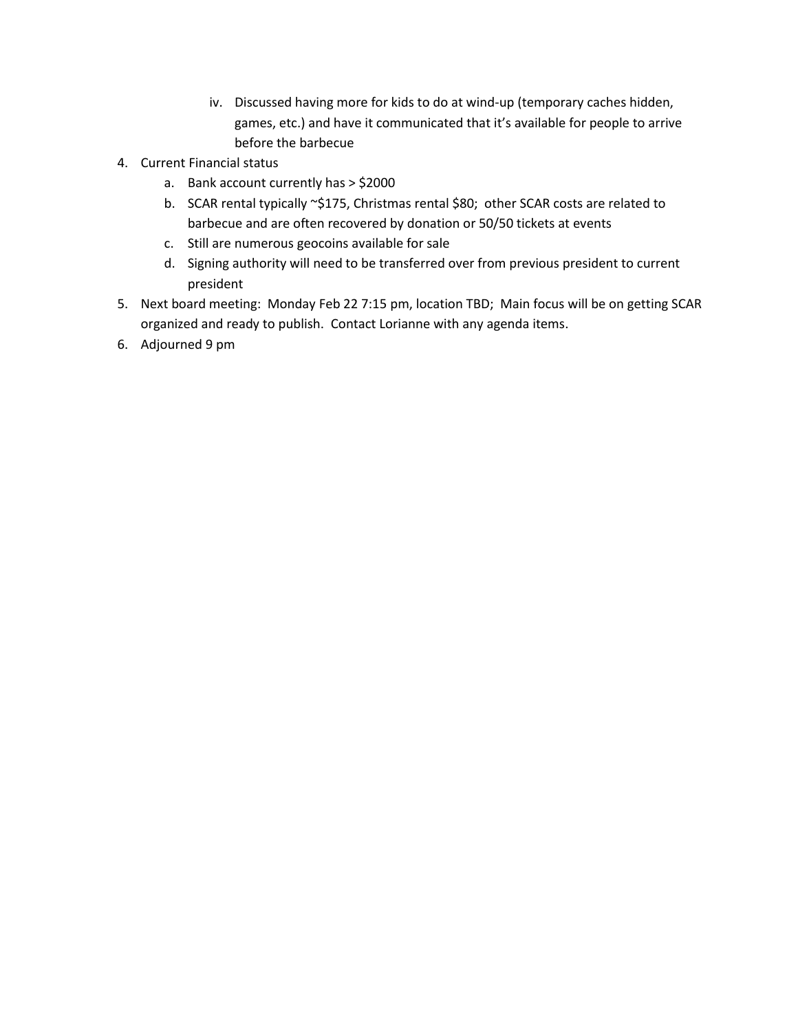iv. Discussed having more for kids to do at wind-up (temporary caches hidden, games, etc.) and have it communicated that it's available for people to arrive before the barbecue

4. Current Financial status
    a. Bank account currently has > $2000
    b. SCAR rental typically ~$175, Christmas rental $80; other SCAR costs are related to barbecue and are often recovered by donation or 50/50 tickets at events
    c. Still are numerous geocoins available for sale
    d. Signing authority will need to be transferred over from previous president to current president
5. Next board meeting: Monday Feb 22 7:15 pm, location TBD; Main focus will be on getting SCAR organized and ready to publish. Contact Lorianne with any agenda items.
6. Adjourned 9 pm